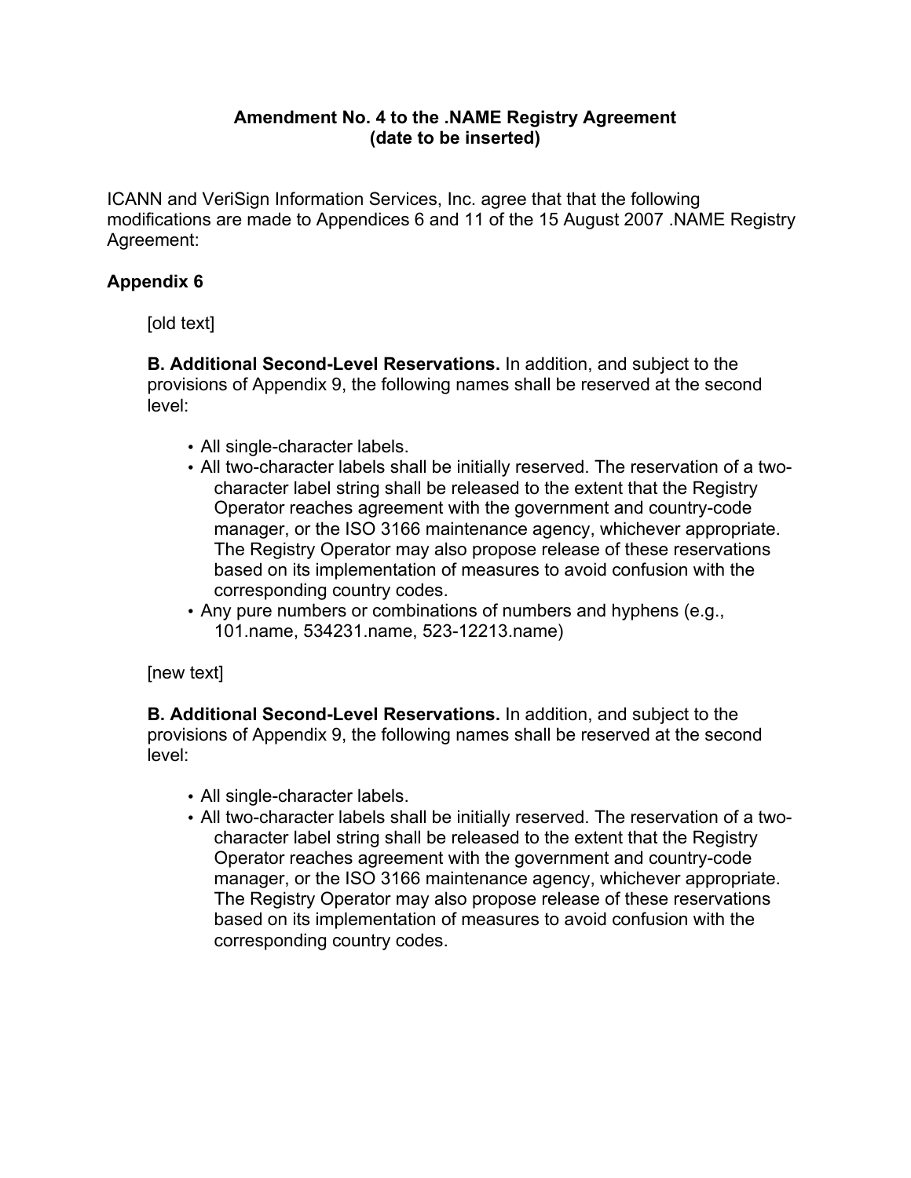**Amendment No. 4 to the .NAME Registry Agreement**
**(date to be inserted)**

ICANN and VeriSign Information Services, Inc. agree that that the following modifications are made to Appendices 6 and 11 of the 15 August 2007 .NAME Registry Agreement:

**Appendix 6**

[old text]

**B. Additional Second-Level Reservations.** In addition, and subject to the provisions of Appendix 9, the following names shall be reserved at the second level:

- All single-character labels.
- All two-character labels shall be initially reserved. The reservation of a two-character label string shall be released to the extent that the Registry Operator reaches agreement with the government and country-code manager, or the ISO 3166 maintenance agency, whichever appropriate. The Registry Operator may also propose release of these reservations based on its implementation of measures to avoid confusion with the corresponding country codes.
- Any pure numbers or combinations of numbers and hyphens (e.g., 101.name, 534231.name, 523-12213.name)

[new text]

**B. Additional Second-Level Reservations.** In addition, and subject to the provisions of Appendix 9, the following names shall be reserved at the second level:

- All single-character labels.
- All two-character labels shall be initially reserved. The reservation of a two-character label string shall be released to the extent that the Registry Operator reaches agreement with the government and country-code manager, or the ISO 3166 maintenance agency, whichever appropriate. The Registry Operator may also propose release of these reservations based on its implementation of measures to avoid confusion with the corresponding country codes.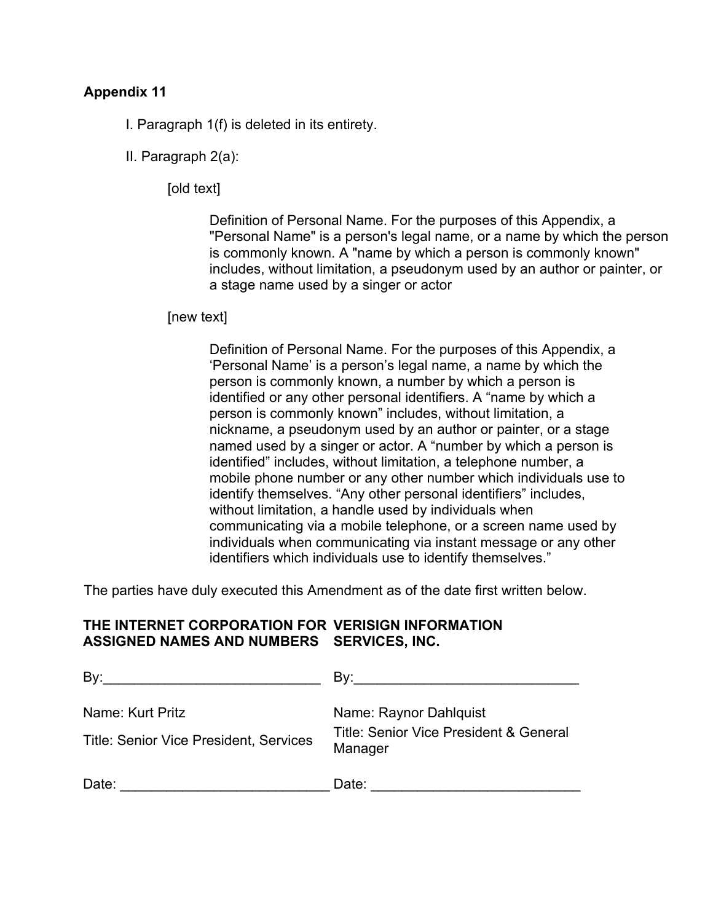**Appendix 11**

I. Paragraph 1(f) is deleted in its entirety.

II. Paragraph 2(a):

[old text]

> Definition of Personal Name. For the purposes of this Appendix, a "Personal Name" is a person's legal name, or a name by which the person is commonly known. A "name by which a person is commonly known" includes, without limitation, a pseudonym used by an author or painter, or a stage name used by a singer or actor

[new text]

> Definition of Personal Name. For the purposes of this Appendix, a 'Personal Name' is a person's legal name, a name by which the person is commonly known, a number by which a person is identified or any other personal identifiers. A "name by which a person is commonly known" includes, without limitation, a nickname, a pseudonym used by an author or painter, or a stage named used by a singer or actor. A "number by which a person is identified" includes, without limitation, a telephone number, a mobile phone number or any other number which individuals use to identify themselves. "Any other personal identifiers" includes, without limitation, a handle used by individuals when communicating via a mobile telephone, or a screen name used by individuals when communicating via instant message or any other identifiers which individuals use to identify themselves."

The parties have duly executed this Amendment as of the date first written below.

| **THE INTERNET CORPORATION FOR ASSIGNED NAMES AND NUMBERS** | **VERISIGN INFORMATION SERVICES, INC.** |
| --- | --- |
| By:____________________________ | By:______________________________ |
| Name: Kurt Pritz | Name: Raynor Dahlquist |
| Title: Senior Vice President, Services | Title: Senior Vice President & General Manager |
| Date: ___________________________ | Date: ___________________________ |